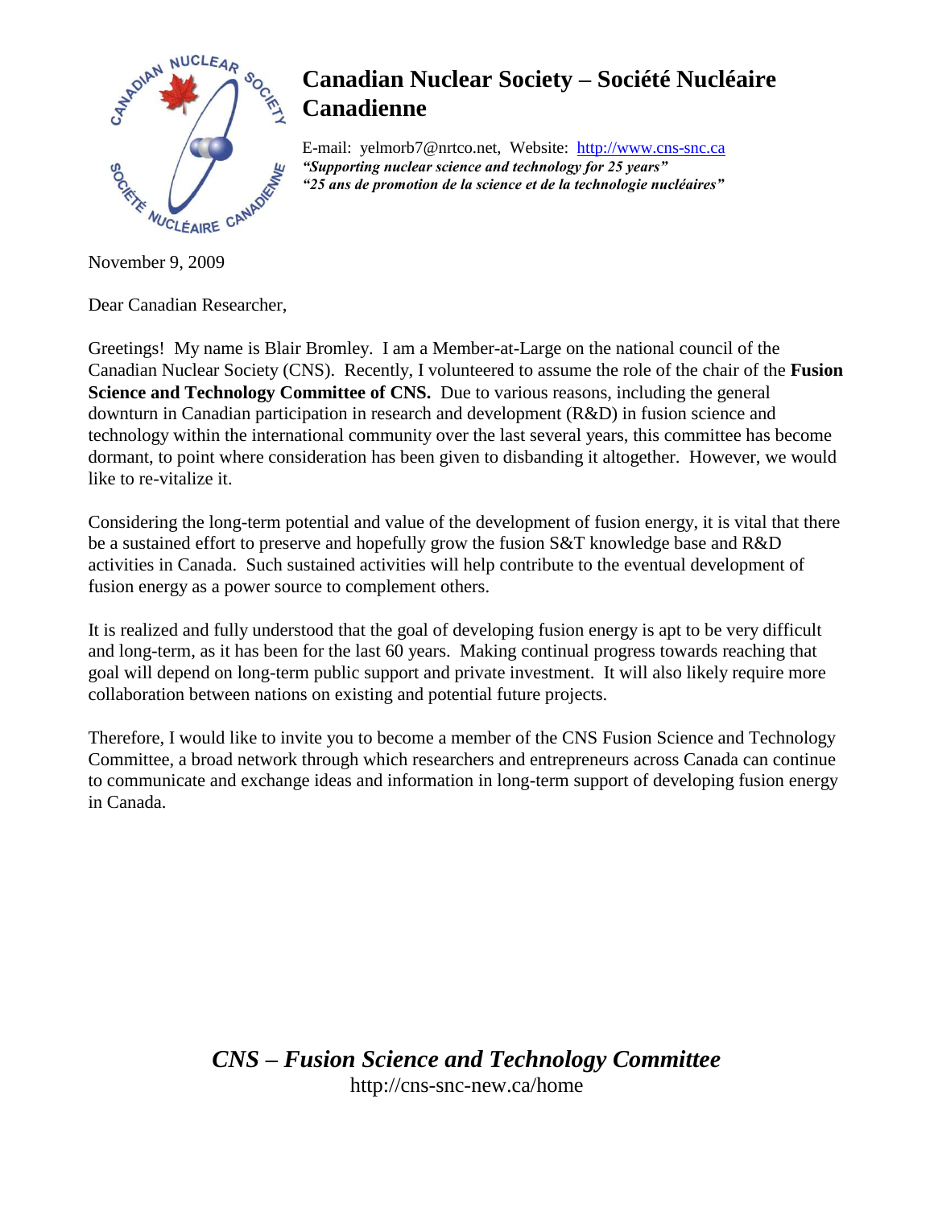# Canadian Nuclear Society – Société Nucléaire Canadienne

E-mail: yelmorb7@nrtco.net, Website: http://www.cns-snc.ca

***"Supporting nuclear science and technology for 25 years"***

***"25 ans de promotion de la science et de la technologie nucléaires"***

November 9, 2009

Dear Canadian Researcher,

Greetings! My name is Blair Bromley. I am a Member-at-Large on the national council of the Canadian Nuclear Society (CNS). Recently, I volunteered to assume the role of the chair of the **Fusion Science and Technology Committee of CNS.** Due to various reasons, including the general downturn in Canadian participation in research and development (R&D) in fusion science and technology within the international community over the last several years, this committee has become dormant, to point where consideration has been given to disbanding it altogether. However, we would like to re-vitalize it.

Considering the long-term potential and value of the development of fusion energy, it is vital that there be a sustained effort to preserve and hopefully grow the fusion S&T knowledge base and R&D activities in Canada. Such sustained activities will help contribute to the eventual development of fusion energy as a power source to complement others.

It is realized and fully understood that the goal of developing fusion energy is apt to be very difficult and long-term, as it has been for the last 60 years. Making continual progress towards reaching that goal will depend on long-term public support and private investment. It will also likely require more collaboration between nations on existing and potential future projects.

Therefore, I would like to invite you to become a member of the CNS Fusion Science and Technology Committee, a broad network through which researchers and entrepreneurs across Canada can continue to communicate and exchange ideas and information in long-term support of developing fusion energy in Canada.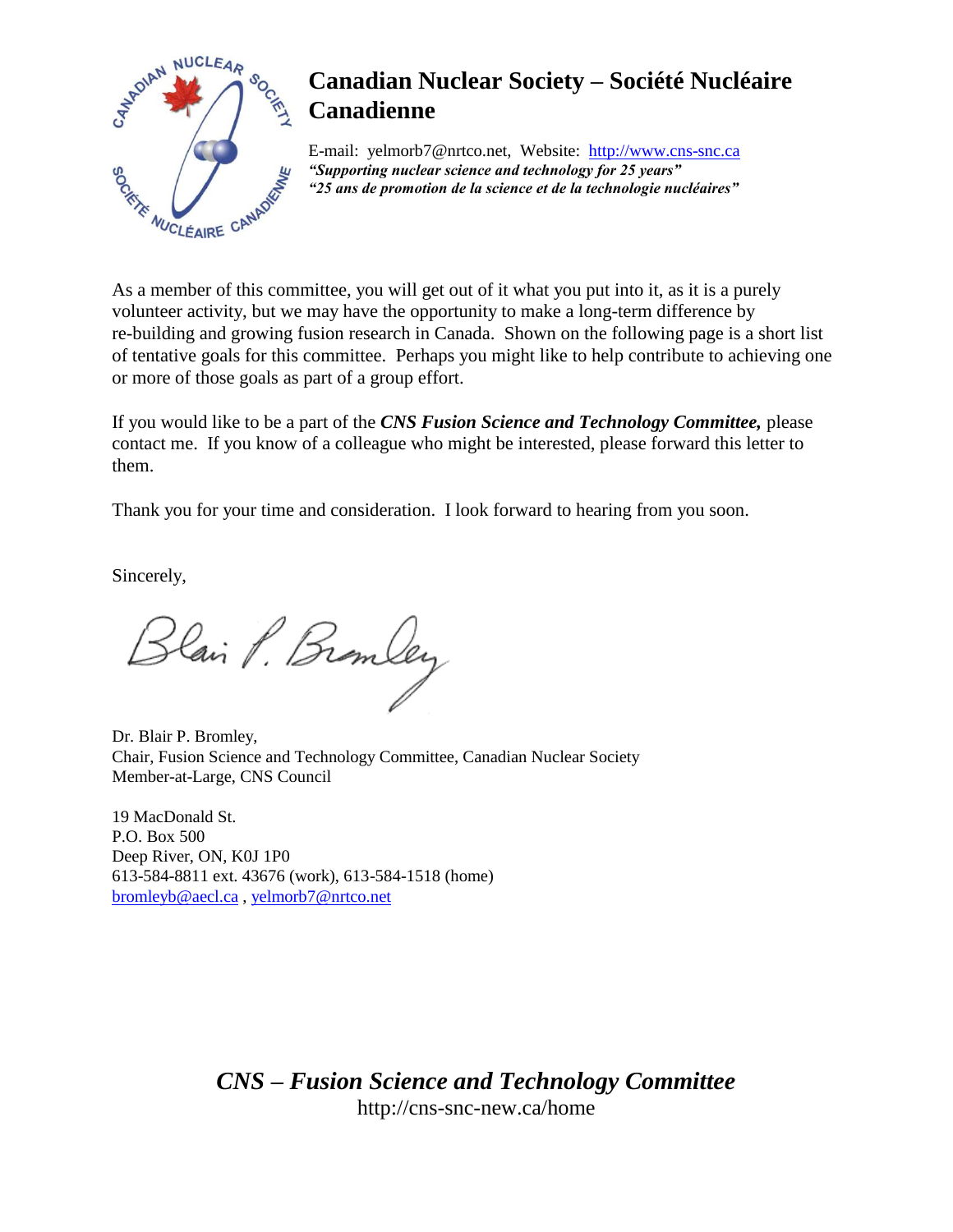# Canadian Nuclear Society – Société Nucléaire Canadienne

E-mail: yelmorb7@nrtco.net, Website: http://www.cns-snc.ca
***"Supporting nuclear science and technology for 25 years"***
***"25 ans de promotion de la science et de la technologie nucléaires"***

As a member of this committee, you will get out of it what you put into it, as it is a purely volunteer activity, but we may have the opportunity to make a long-term difference by re-building and growing fusion research in Canada. Shown on the following page is a short list of tentative goals for this committee. Perhaps you might like to help contribute to achieving one or more of those goals as part of a group effort.

If you would like to be a part of the ***CNS Fusion Science and Technology Committee,*** please contact me. If you know of a colleague who might be interested, please forward this letter to them.

Thank you for your time and consideration. I look forward to hearing from you soon.

Sincerely,

Blair P. Bromley

Dr. Blair P. Bromley,
Chair, Fusion Science and Technology Committee, Canadian Nuclear Society
Member-at-Large, CNS Council

19 MacDonald St.
P.O. Box 500
Deep River, ON, K0J 1P0
613-584-8811 ext. 43676 (work), 613-584-1518 (home)
bromleyb@aecl.ca , yelmorb7@nrtco.net

***CNS – Fusion Science and Technology Committee***
http://cns-snc-new.ca/home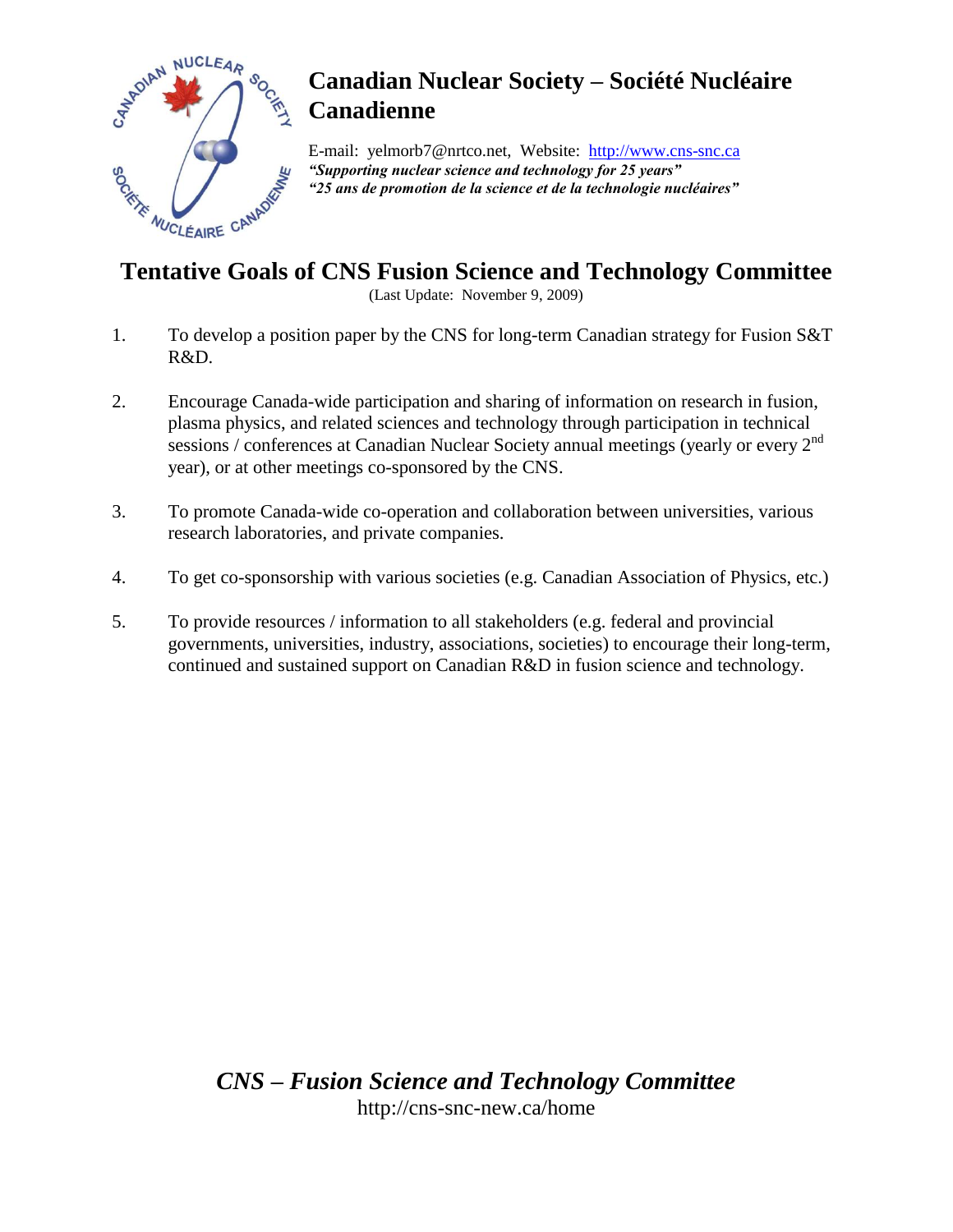# Canadian Nuclear Society – Société Nucléaire Canadienne

E-mail: yelmorb7@nrtco.net, Website: http://www.cns-snc.ca
***"Supporting nuclear science and technology for 25 years"***
***"25 ans de promotion de la science et de la technologie nucléaires"***

## Tentative Goals of CNS Fusion Science and Technology Committee

(Last Update: November 9, 2009)

1. To develop a position paper by the CNS for long-term Canadian strategy for Fusion S&T R&D.

2. Encourage Canada-wide participation and sharing of information on research in fusion, plasma physics, and related sciences and technology through participation in technical sessions / conferences at Canadian Nuclear Society annual meetings (yearly or every 2nd year), or at other meetings co-sponsored by the CNS.

3. To promote Canada-wide co-operation and collaboration between universities, various research laboratories, and private companies.

4. To get co-sponsorship with various societies (e.g. Canadian Association of Physics, etc.)

5. To provide resources / information to all stakeholders (e.g. federal and provincial governments, universities, industry, associations, societies) to encourage their long-term, continued and sustained support on Canadian R&D in fusion science and technology.

***CNS – Fusion Science and Technology Committee***
http://cns-snc-new.ca/home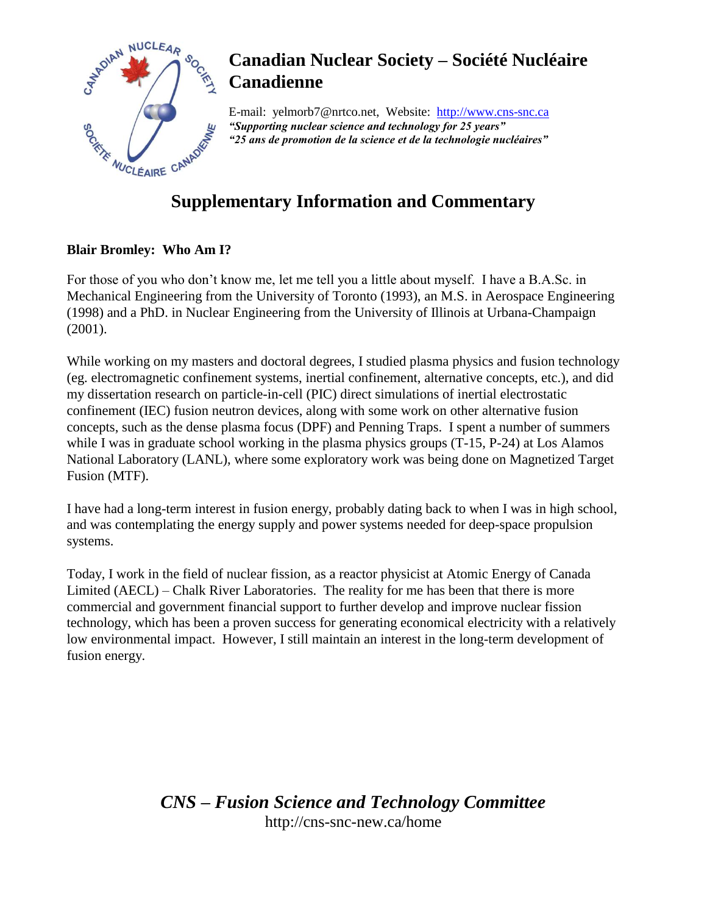# Canadian Nuclear Society – Société Nucléaire Canadienne

E-mail: yelmorb7@nrtco.net, Website: http://www.cns-snc.ca

***"Supporting nuclear science and technology for 25 years"***

***"25 ans de promotion de la science et de la technologie nucléaires"***

## Supplementary Information and Commentary

**Blair Bromley: Who Am I?**

For those of you who don't know me, let me tell you a little about myself. I have a B.A.Sc. in Mechanical Engineering from the University of Toronto (1993), an M.S. in Aerospace Engineering (1998) and a PhD. in Nuclear Engineering from the University of Illinois at Urbana-Champaign (2001).

While working on my masters and doctoral degrees, I studied plasma physics and fusion technology (eg. electromagnetic confinement systems, inertial confinement, alternative concepts, etc.), and did my dissertation research on particle-in-cell (PIC) direct simulations of inertial electrostatic confinement (IEC) fusion neutron devices, along with some work on other alternative fusion concepts, such as the dense plasma focus (DPF) and Penning Traps. I spent a number of summers while I was in graduate school working in the plasma physics groups (T-15, P-24) at Los Alamos National Laboratory (LANL), where some exploratory work was being done on Magnetized Target Fusion (MTF).

I have had a long-term interest in fusion energy, probably dating back to when I was in high school, and was contemplating the energy supply and power systems needed for deep-space propulsion systems.

Today, I work in the field of nuclear fission, as a reactor physicist at Atomic Energy of Canada Limited (AECL) – Chalk River Laboratories. The reality for me has been that there is more commercial and government financial support to further develop and improve nuclear fission technology, which has been a proven success for generating economical electricity with a relatively low environmental impact. However, I still maintain an interest in the long-term development of fusion energy.

***CNS – Fusion Science and Technology Committee***

http://cns-snc-new.ca/home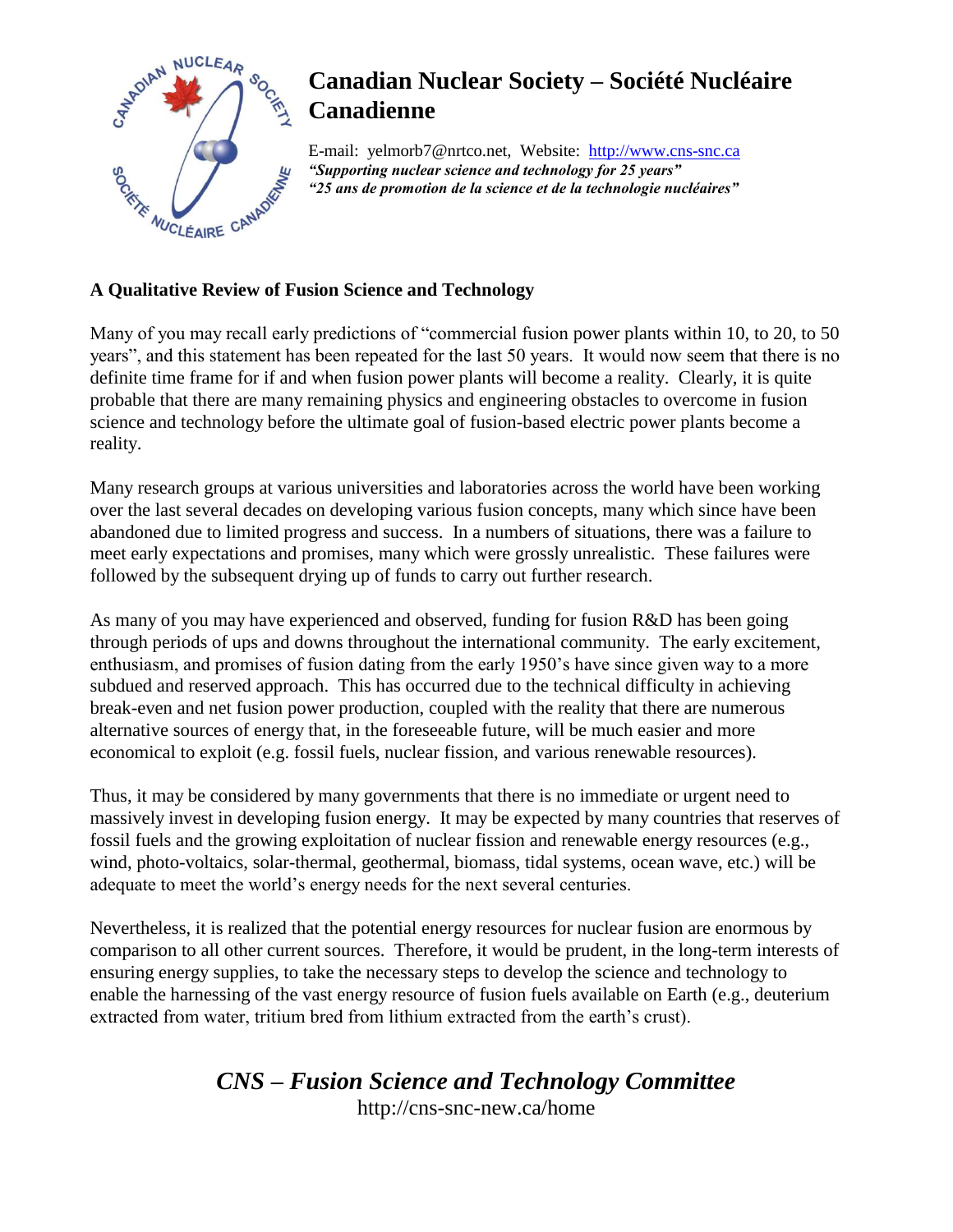# Canadian Nuclear Society – Société Nucléaire Canadienne

E-mail: yelmorb7@nrtco.net, Website: http://www.cns-snc.ca
***"Supporting nuclear science and technology for 25 years"***
***"25 ans de promotion de la science et de la technologie nucléaires"***

**A Qualitative Review of Fusion Science and Technology**

Many of you may recall early predictions of "commercial fusion power plants within 10, to 20, to 50 years", and this statement has been repeated for the last 50 years. It would now seem that there is no definite time frame for if and when fusion power plants will become a reality. Clearly, it is quite probable that there are many remaining physics and engineering obstacles to overcome in fusion science and technology before the ultimate goal of fusion-based electric power plants become a reality.

Many research groups at various universities and laboratories across the world have been working over the last several decades on developing various fusion concepts, many which since have been abandoned due to limited progress and success. In a numbers of situations, there was a failure to meet early expectations and promises, many which were grossly unrealistic. These failures were followed by the subsequent drying up of funds to carry out further research.

As many of you may have experienced and observed, funding for fusion R&D has been going through periods of ups and downs throughout the international community. The early excitement, enthusiasm, and promises of fusion dating from the early 1950's have since given way to a more subdued and reserved approach. This has occurred due to the technical difficulty in achieving break-even and net fusion power production, coupled with the reality that there are numerous alternative sources of energy that, in the foreseeable future, will be much easier and more economical to exploit (e.g. fossil fuels, nuclear fission, and various renewable resources).

Thus, it may be considered by many governments that there is no immediate or urgent need to massively invest in developing fusion energy. It may be expected by many countries that reserves of fossil fuels and the growing exploitation of nuclear fission and renewable energy resources (e.g., wind, photo-voltaics, solar-thermal, geothermal, biomass, tidal systems, ocean wave, etc.) will be adequate to meet the world's energy needs for the next several centuries.

Nevertheless, it is realized that the potential energy resources for nuclear fusion are enormous by comparison to all other current sources. Therefore, it would be prudent, in the long-term interests of ensuring energy supplies, to take the necessary steps to develop the science and technology to enable the harnessing of the vast energy resource of fusion fuels available on Earth (e.g., deuterium extracted from water, tritium bred from lithium extracted from the earth's crust).

***CNS – Fusion Science and Technology Committee***
http://cns-snc-new.ca/home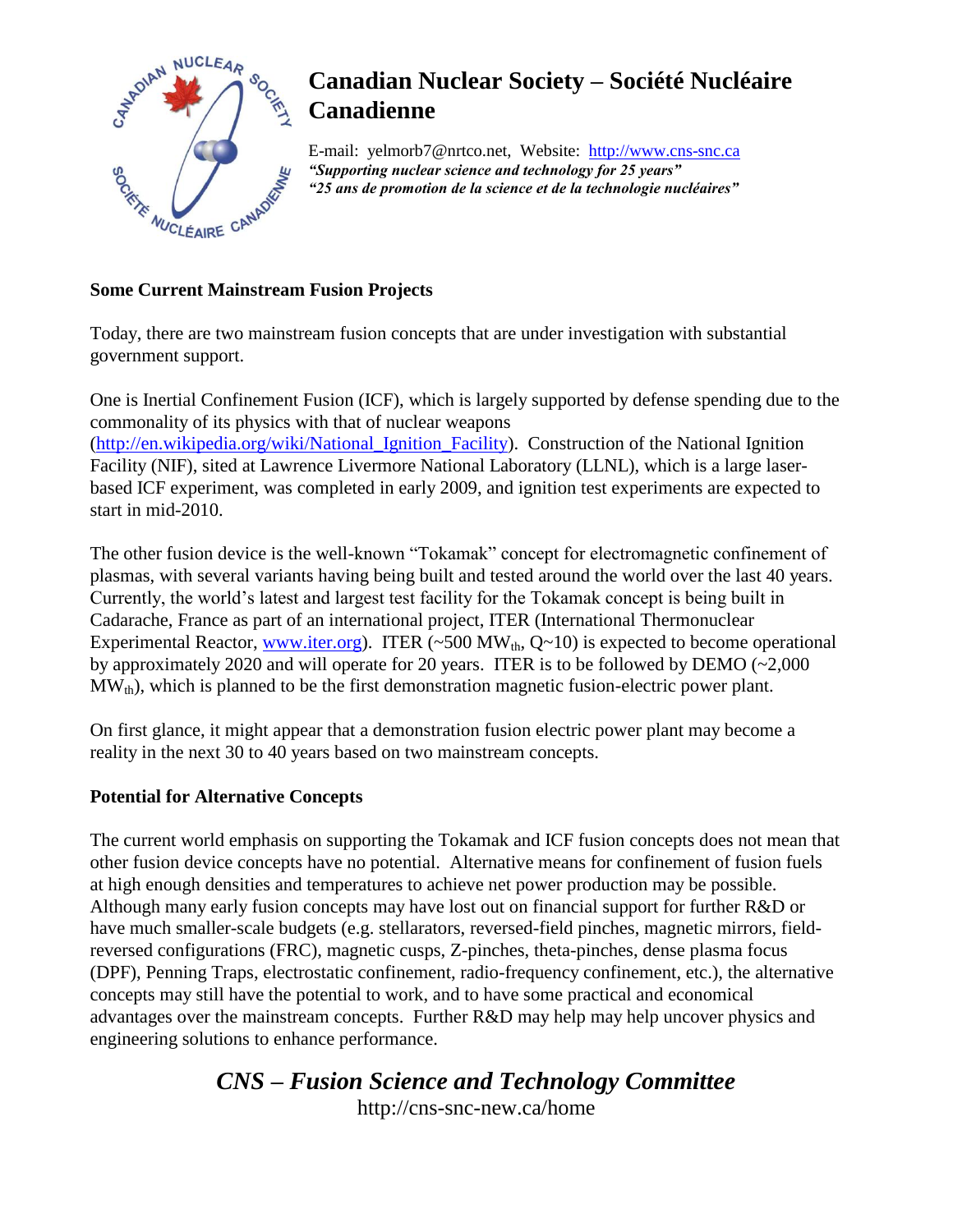# Canadian Nuclear Society – Société Nucléaire Canadienne

E-mail: yelmorb7@nrtco.net, Website: http://www.cns-snc.ca
***"Supporting nuclear science and technology for 25 years"***
***"25 ans de promotion de la science et de la technologie nucléaires"***

## Some Current Mainstream Fusion Projects

Today, there are two mainstream fusion concepts that are under investigation with substantial government support.

One is Inertial Confinement Fusion (ICF), which is largely supported by defense spending due to the commonality of its physics with that of nuclear weapons (http://en.wikipedia.org/wiki/National_Ignition_Facility). Construction of the National Ignition Facility (NIF), sited at Lawrence Livermore National Laboratory (LLNL), which is a large laser-based ICF experiment, was completed in early 2009, and ignition test experiments are expected to start in mid-2010.

The other fusion device is the well-known "Tokamak" concept for electromagnetic confinement of plasmas, with several variants having being built and tested around the world over the last 40 years. Currently, the world's latest and largest test facility for the Tokamak concept is being built in Cadarache, France as part of an international project, ITER (International Thermonuclear Experimental Reactor, www.iter.org). ITER (~500 $MW_{th}$, Q~10) is expected to become operational by approximately 2020 and will operate for 20 years. ITER is to be followed by DEMO (~2,000 $MW_{th}$), which is planned to be the first demonstration magnetic fusion-electric power plant.

On first glance, it might appear that a demonstration fusion electric power plant may become a reality in the next 30 to 40 years based on two mainstream concepts.

## Potential for Alternative Concepts

The current world emphasis on supporting the Tokamak and ICF fusion concepts does not mean that other fusion device concepts have no potential. Alternative means for confinement of fusion fuels at high enough densities and temperatures to achieve net power production may be possible. Although many early fusion concepts may have lost out on financial support for further R&D or have much smaller-scale budgets (e.g. stellarators, reversed-field pinches, magnetic mirrors, field-reversed configurations (FRC), magnetic cusps, Z-pinches, theta-pinches, dense plasma focus (DPF), Penning Traps, electrostatic confinement, radio-frequency confinement, etc.), the alternative concepts may still have the potential to work, and to have some practical and economical advantages over the mainstream concepts. Further R&D may help may help uncover physics and engineering solutions to enhance performance.

***CNS – Fusion Science and Technology Committee***
http://cns-snc-new.ca/home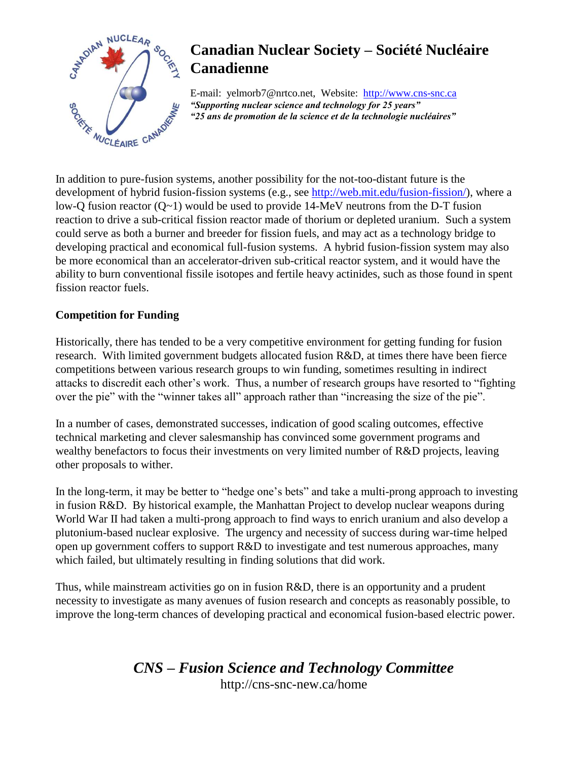# Canadian Nuclear Society – Société Nucléaire Canadienne

E-mail: yelmorb7@nrtco.net, Website: http://www.cns-snc.ca
***"Supporting nuclear science and technology for 25 years"***
***"25 ans de promotion de la science et de la technologie nucléaires"***

In addition to pure-fusion systems, another possibility for the not-too-distant future is the development of hybrid fusion-fission systems (e.g., see http://web.mit.edu/fusion-fission/), where a low-Q fusion reactor (Q~1) would be used to provide 14-MeV neutrons from the D-T fusion reaction to drive a sub-critical fission reactor made of thorium or depleted uranium. Such a system could serve as both a burner and breeder for fission fuels, and may act as a technology bridge to developing practical and economical full-fusion systems. A hybrid fusion-fission system may also be more economical than an accelerator-driven sub-critical reactor system, and it would have the ability to burn conventional fissile isotopes and fertile heavy actinides, such as those found in spent fission reactor fuels.

**Competition for Funding**

Historically, there has tended to be a very competitive environment for getting funding for fusion research. With limited government budgets allocated fusion R&D, at times there have been fierce competitions between various research groups to win funding, sometimes resulting in indirect attacks to discredit each other's work. Thus, a number of research groups have resorted to "fighting over the pie" with the "winner takes all" approach rather than "increasing the size of the pie".

In a number of cases, demonstrated successes, indication of good scaling outcomes, effective technical marketing and clever salesmanship has convinced some government programs and wealthy benefactors to focus their investments on very limited number of R&D projects, leaving other proposals to wither.

In the long-term, it may be better to "hedge one's bets" and take a multi-prong approach to investing in fusion R&D. By historical example, the Manhattan Project to develop nuclear weapons during World War II had taken a multi-prong approach to find ways to enrich uranium and also develop a plutonium-based nuclear explosive. The urgency and necessity of success during war-time helped open up government coffers to support R&D to investigate and test numerous approaches, many which failed, but ultimately resulting in finding solutions that did work.

Thus, while mainstream activities go on in fusion R&D, there is an opportunity and a prudent necessity to investigate as many avenues of fusion research and concepts as reasonably possible, to improve the long-term chances of developing practical and economical fusion-based electric power.

***CNS – Fusion Science and Technology Committee***
http://cns-snc-new.ca/home